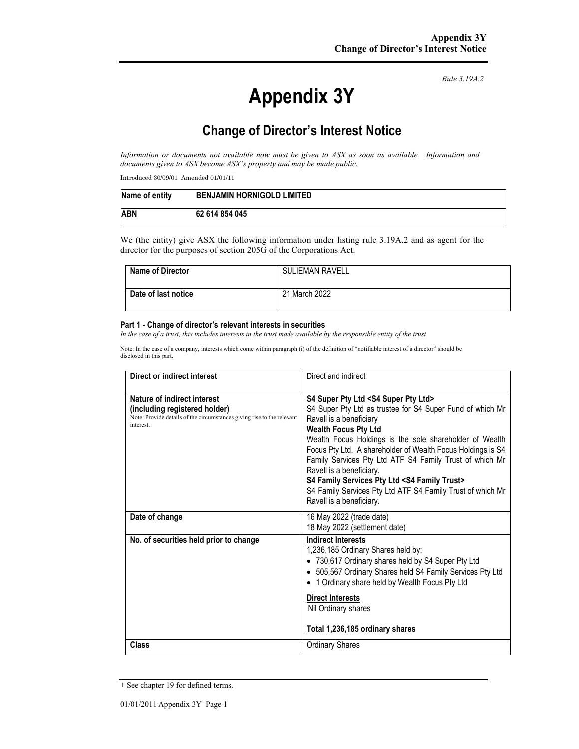*Rule 3.19A.2*

# Appendix 3Y

## Change of Director's Interest Notice

*Information or documents not available now must be given to ASX as soon as available. Information and documents given to ASX become ASX's property and may be made public.*

Introduced 30/09/01 Amended 01/01/11

| Name of entity | BENJAMIN HORNIGOLD LIMITED |
|---|---|
| ABN | 62 614 854 045 |

We (the entity) give ASX the following information under listing rule 3.19A.2 and as agent for the director for the purposes of section 205G of the Corporations Act.

| Name of Director | SULIEMAN RAVELL |
|---|---|
| Date of last notice | 21 March 2022 |

#### Part 1 - Change of director's relevant interests in securities

*In the case of a trust, this includes interests in the trust made available by the responsible entity of the trust*

Note: In the case of a company, interests which come within paragraph (i) of the definition of "notifiable interest of a director" should be disclosed in this part.

| | |
|---|---|
| **Direct or indirect interest** | Direct and indirect |
| **Nature of indirect interest (including registered holder)**<br>Note: Provide details of the circumstances giving rise to the relevant interest. | **S4 Super Pty Ltd <S4 Super Pty Ltd>**<br>S4 Super Pty Ltd as trustee for S4 Super Fund of which Mr Ravell is a beneficiary<br>**Wealth Focus Pty Ltd**<br>Wealth Focus Holdings is the sole shareholder of Wealth Focus Pty Ltd. A shareholder of Wealth Focus Holdings is S4 Family Services Pty Ltd ATF S4 Family Trust of which Mr Ravell is a beneficiary.<br>**S4 Family Services Pty Ltd <S4 Family Trust>**<br>S4 Family Services Pty Ltd ATF S4 Family Trust of which Mr Ravell is a beneficiary. |
| **Date of change** | 16 May 2022 (trade date)<br>18 May 2022 (settlement date) |
| **No. of securities held prior to change** | **Indirect Interests**<br>1,236,185 Ordinary Shares held by:<br>• 730,617 Ordinary shares held by S4 Super Pty Ltd<br>• 505,567 Ordinary Shares held S4 Family Services Pty Ltd<br>• 1 Ordinary share held by Wealth Focus Pty Ltd<br>**Direct Interests**<br>Nil Ordinary shares<br>**Total 1,236,185 ordinary shares** |
| **Class** | Ordinary Shares |

+ See chapter 19 for defined terms.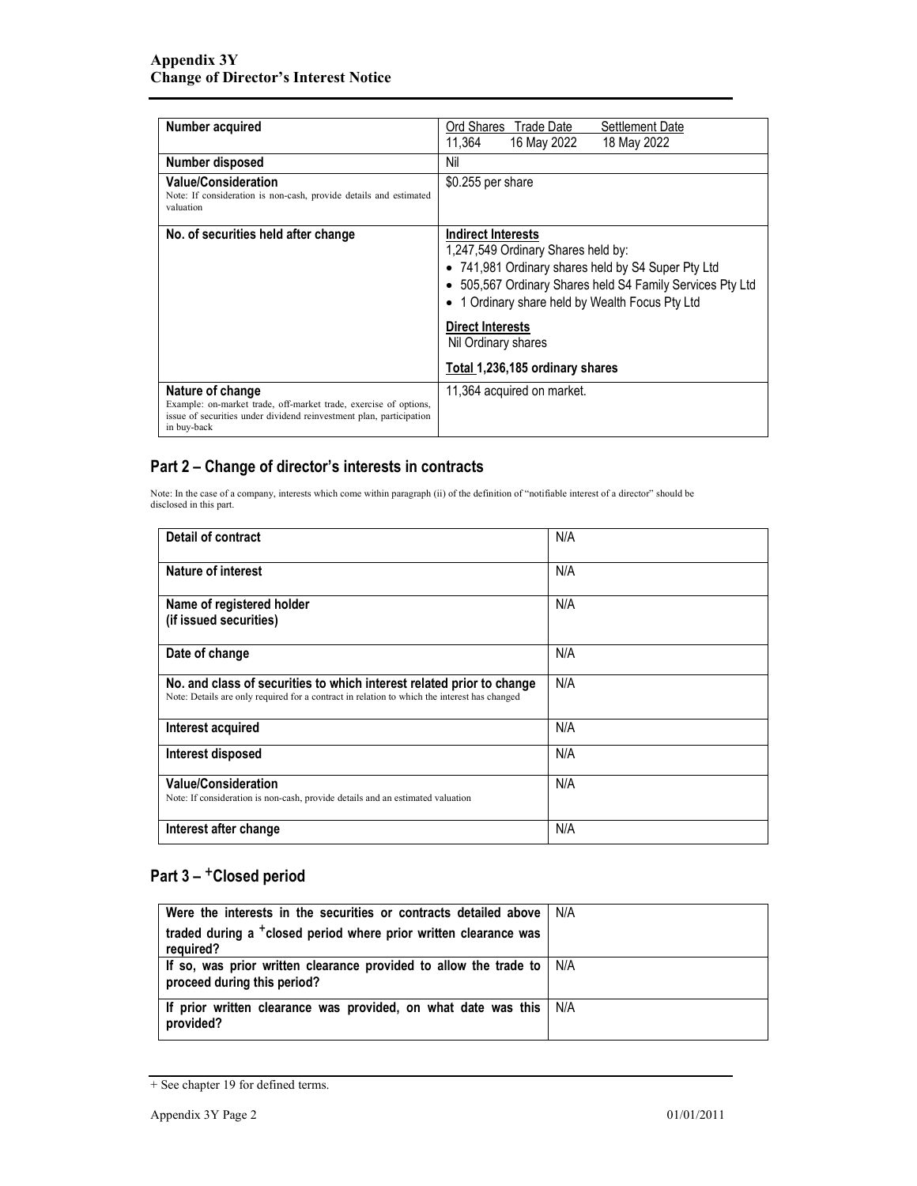| | |
|---|---|
| **Number acquired** | Ord Shares Trade Date Settlement Date<br>11,364 16 May 2022 18 May 2022 |
| **Number disposed** | Nil |
| **Value/Consideration**<br>Note: If consideration is non-cash, provide details and estimated valuation | $0.255 per share |
| **No. of securities held after change** | **Indirect Interests**<br>1,247,549 Ordinary Shares held by:<br>• 741,981 Ordinary shares held by S4 Super Pty Ltd<br>• 505,567 Ordinary Shares held S4 Family Services Pty Ltd<br>• 1 Ordinary share held by Wealth Focus Pty Ltd<br><br>**Direct Interests**<br>Nil Ordinary shares<br><br>**Total 1,236,185 ordinary shares** |
| **Nature of change**<br>Example: on-market trade, off-market trade, exercise of options, issue of securities under dividend reinvestment plan, participation in buy-back | 11,364 acquired on market. |

## Part 2 – Change of director's interests in contracts

Note: In the case of a company, interests which come within paragraph (ii) of the definition of "notifiable interest of a director" should be disclosed in this part.

| | |
|---|---|
| **Detail of contract** | N/A |
| **Nature of interest** | N/A |
| **Name of registered holder (if issued securities)** | N/A |
| **Date of change** | N/A |
| **No. and class of securities to which interest related prior to change**<br>Note: Details are only required for a contract in relation to which the interest has changed | N/A |
| **Interest acquired** | N/A |
| **Interest disposed** | N/A |
| **Value/Consideration**<br>Note: If consideration is non-cash, provide details and an estimated valuation | N/A |
| **Interest after change** | N/A |

## Part 3 – +Closed period

| | |
|---|---|
| **Were the interests in the securities or contracts detailed above traded during a +closed period where prior written clearance was required?** | N/A |
| **If so, was prior written clearance provided to allow the trade to proceed during this period?** | N/A |
| **If prior written clearance was provided, on what date was this provided?** | N/A |

+ See chapter 19 for defined terms.